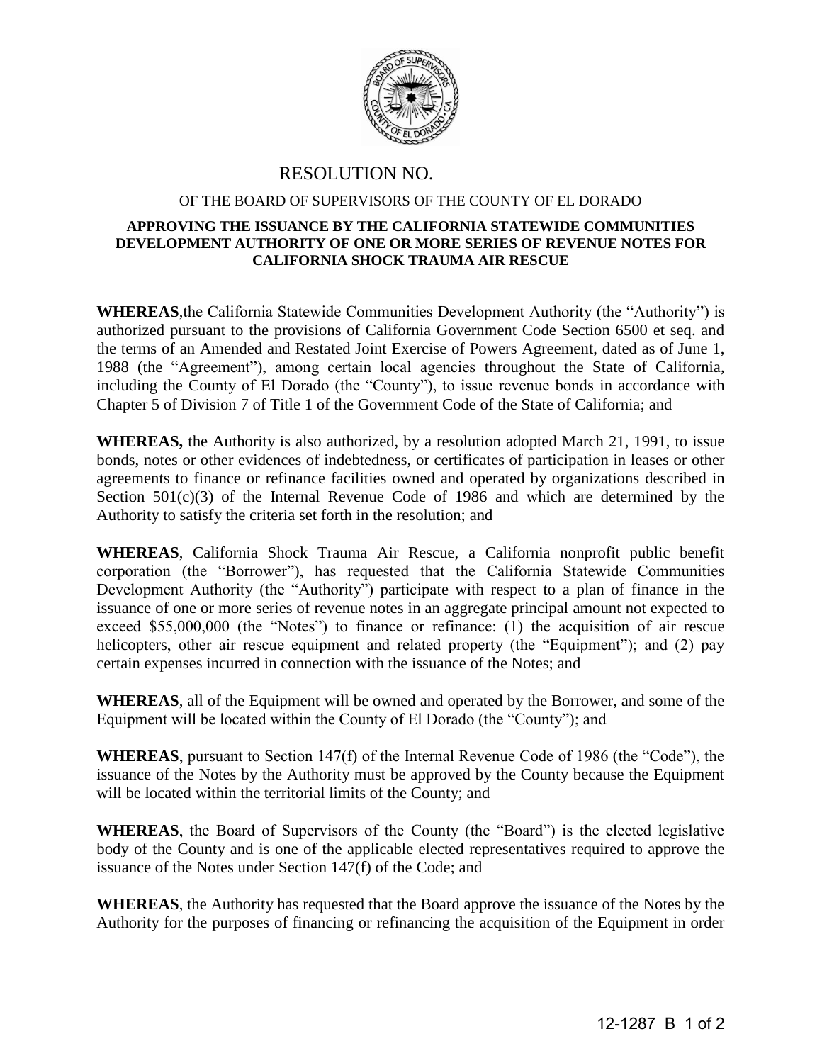# RESOLUTION NO.

OF THE BOARD OF SUPERVISORS OF THE COUNTY OF EL DORADO

**APPROVING THE ISSUANCE BY THE CALIFORNIA STATEWIDE COMMUNITIES DEVELOPMENT AUTHORITY OF ONE OR MORE SERIES OF REVENUE NOTES FOR CALIFORNIA SHOCK TRAUMA AIR RESCUE**

**WHEREAS**,the California Statewide Communities Development Authority (the "Authority") is authorized pursuant to the provisions of California Government Code Section 6500 et seq. and the terms of an Amended and Restated Joint Exercise of Powers Agreement, dated as of June 1, 1988 (the "Agreement"), among certain local agencies throughout the State of California, including the County of El Dorado (the "County"), to issue revenue bonds in accordance with Chapter 5 of Division 7 of Title 1 of the Government Code of the State of California; and

**WHEREAS,** the Authority is also authorized, by a resolution adopted March 21, 1991, to issue bonds, notes or other evidences of indebtedness, or certificates of participation in leases or other agreements to finance or refinance facilities owned and operated by organizations described in Section 501(c)(3) of the Internal Revenue Code of 1986 and which are determined by the Authority to satisfy the criteria set forth in the resolution; and

**WHEREAS**, California Shock Trauma Air Rescue, a California nonprofit public benefit corporation (the "Borrower"), has requested that the California Statewide Communities Development Authority (the "Authority") participate with respect to a plan of finance in the issuance of one or more series of revenue notes in an aggregate principal amount not expected to exceed $55,000,000 (the "Notes") to finance or refinance: (1) the acquisition of air rescue helicopters, other air rescue equipment and related property (the "Equipment"); and (2) pay certain expenses incurred in connection with the issuance of the Notes; and

**WHEREAS**, all of the Equipment will be owned and operated by the Borrower, and some of the Equipment will be located within the County of El Dorado (the "County"); and

**WHEREAS**, pursuant to Section 147(f) of the Internal Revenue Code of 1986 (the "Code"), the issuance of the Notes by the Authority must be approved by the County because the Equipment will be located within the territorial limits of the County; and

**WHEREAS**, the Board of Supervisors of the County (the "Board") is the elected legislative body of the County and is one of the applicable elected representatives required to approve the issuance of the Notes under Section 147(f) of the Code; and

**WHEREAS**, the Authority has requested that the Board approve the issuance of the Notes by the Authority for the purposes of financing or refinancing the acquisition of the Equipment in order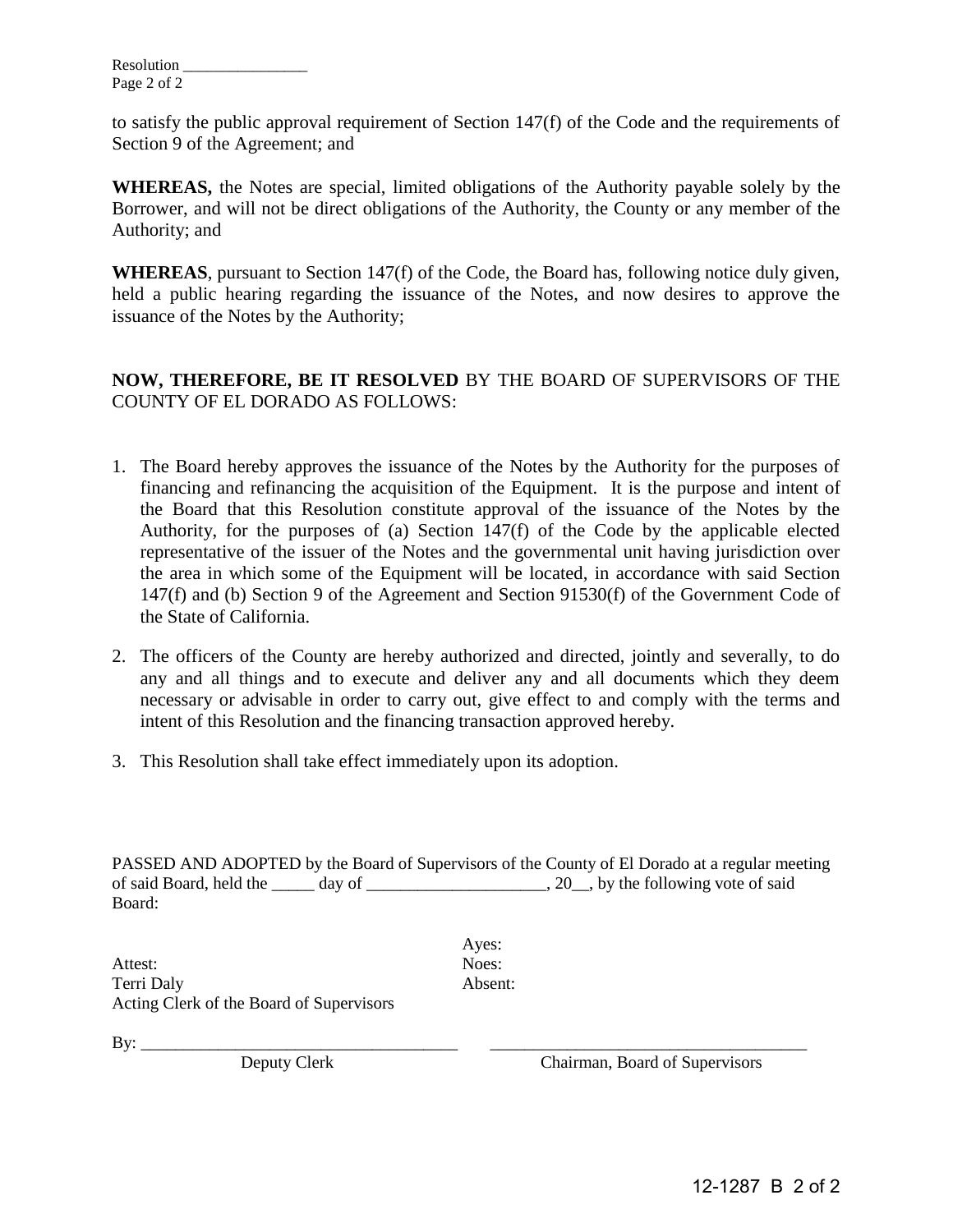to satisfy the public approval requirement of Section 147(f) of the Code and the requirements of Section 9 of the Agreement; and

**WHEREAS,** the Notes are special, limited obligations of the Authority payable solely by the Borrower, and will not be direct obligations of the Authority, the County or any member of the Authority; and

**WHEREAS**, pursuant to Section 147(f) of the Code, the Board has, following notice duly given, held a public hearing regarding the issuance of the Notes, and now desires to approve the issuance of the Notes by the Authority;

**NOW, THEREFORE, BE IT RESOLVED** BY THE BOARD OF SUPERVISORS OF THE COUNTY OF EL DORADO AS FOLLOWS:

1. The Board hereby approves the issuance of the Notes by the Authority for the purposes of financing and refinancing the acquisition of the Equipment. It is the purpose and intent of the Board that this Resolution constitute approval of the issuance of the Notes by the Authority, for the purposes of (a) Section 147(f) of the Code by the applicable elected representative of the issuer of the Notes and the governmental unit having jurisdiction over the area in which some of the Equipment will be located, in accordance with said Section 147(f) and (b) Section 9 of the Agreement and Section 91530(f) of the Government Code of the State of California.

2. The officers of the County are hereby authorized and directed, jointly and severally, to do any and all things and to execute and deliver any and all documents which they deem necessary or advisable in order to carry out, give effect to and comply with the terms and intent of this Resolution and the financing transaction approved hereby.

3. This Resolution shall take effect immediately upon its adoption.

PASSED AND ADOPTED by the Board of Supervisors of the County of El Dorado at a regular meeting of said Board, held the _____ day of _____________________, 20__, by the following vote of said Board:

Ayes:
Noes:
Absent:

Attest:
Terri Daly
Acting Clerk of the Board of Supervisors

By: _____________________________________
Deputy Clerk

_____________________________________
Chairman, Board of Supervisors

12-1287 B 2 of 2